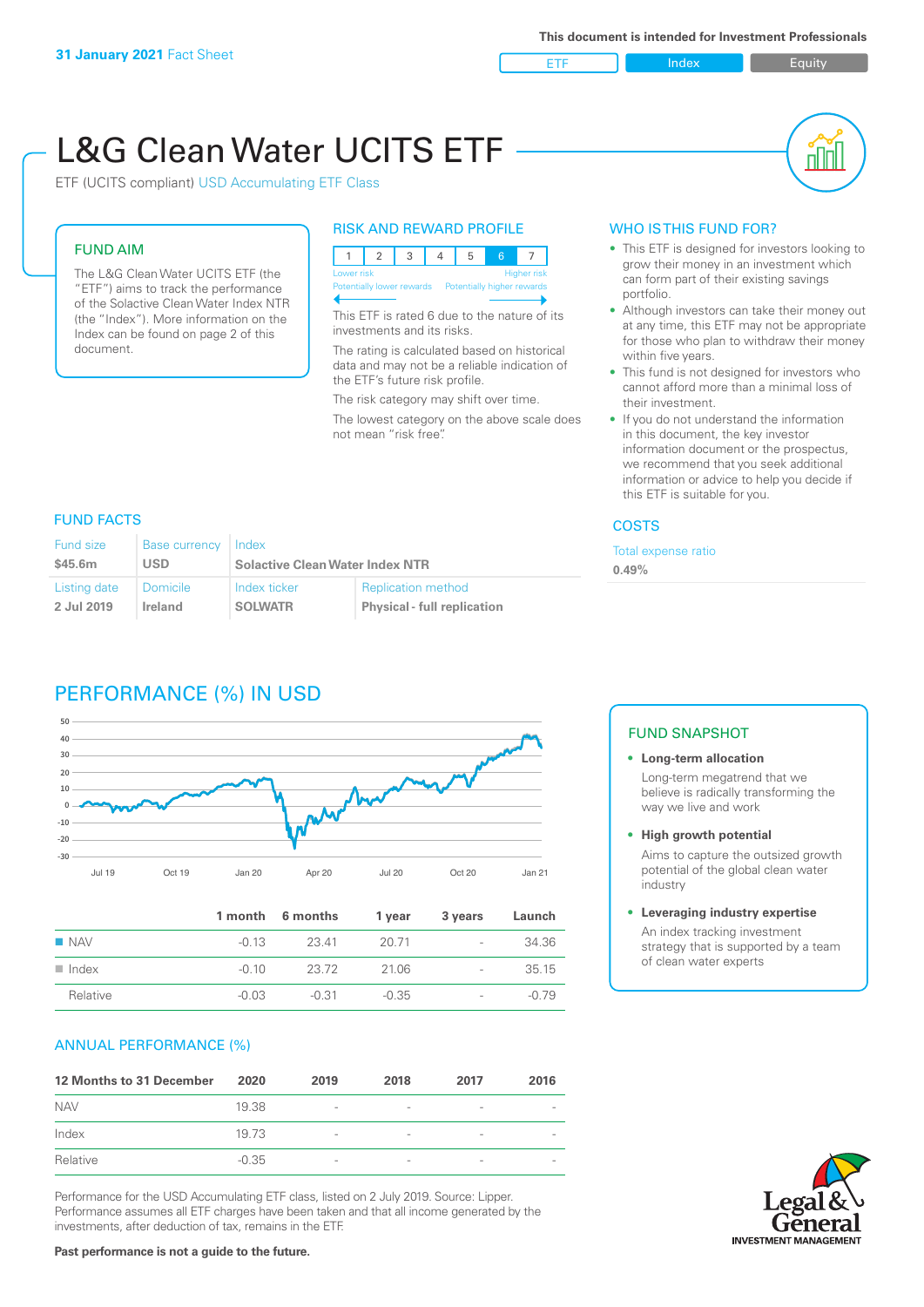**31 January 2021** Fact Sheet

This document is intended for Investment Professionals

ETF | Index | Equity

# L&G Clean Water UCITS ETF

ETF (UCITS compliant) USD Accumulating ETF Class

## FUND AIM

The L&G Clean Water UCITS ETF (the "ETF") aims to track the performance of the Solactive Clean Water Index NTR (the "Index"). More information on the Index can be found on page 2 of this document.

## RISK AND REWARD PROFILE

| 1 | 2 | 3 | 4 | 5 | 6 | 7 |
|---|---|---|---|---|---|---|

Lower risk — Higher risk
Potentially lower rewards — Potentially higher rewards

This ETF is rated 6 due to the nature of its investments and its risks.

The rating is calculated based on historical data and may not be a reliable indication of the ETF's future risk profile.

The risk category may shift over time.

The lowest category on the above scale does not mean "risk free".

## WHO IS THIS FUND FOR?

- This ETF is designed for investors looking to grow their money in an investment which can form part of their existing savings portfolio.
- Although investors can take their money out at any time, this ETF may not be appropriate for those who plan to withdraw their money within five years.
- This fund is not designed for investors who cannot afford more than a minimal loss of their investment.
- If you do not understand the information in this document, the key investor information document or the prospectus, we recommend that you seek additional information or advice to help you decide if this ETF is suitable for you.

## FUND FACTS

| Fund size | Base currency | Index | |
|---|---|---|---|
| $45.6m | USD | Solactive Clean Water Index NTR | |
| **Listing date** | **Domicile** | **Index ticker** | **Replication method** |
| 2 Jul 2019 | Ireland | SOLWATR | Physical - full replication |

## COSTS

Total expense ratio

**0.49%**

## PERFORMANCE (%) IN USD

| | 1 month | 6 months | 1 year | 3 years | Launch |
|---|---|---|---|---|---|
| NAV | -0.13 | 23.41 | 20.71 | - | 34.36 |
| Index | -0.10 | 23.72 | 21.06 | - | 35.15 |
| Relative | -0.03 | -0.31 | -0.35 | - | -0.79 |

## FUND SNAPSHOT

- **Long-term allocation**
  Long-term megatrend that we believe is radically transforming the way we live and work
- **High growth potential**
  Aims to capture the outsized growth potential of the global clean water industry
- **Leveraging industry expertise**
  An index tracking investment strategy that is supported by a team of clean water experts

## ANNUAL PERFORMANCE (%)

| 12 Months to 31 December | 2020 | 2019 | 2018 | 2017 | 2016 |
|---|---|---|---|---|---|
| NAV | 19.38 | - | - | - | - |
| Index | 19.73 | - | - | - | - |
| Relative | -0.35 | - | - | - | - |

Performance for the USD Accumulating ETF class, listed on 2 July 2019. Source: Lipper. Performance assumes all ETF charges have been taken and that all income generated by the investments, after deduction of tax, remains in the ETF.

**Past performance is not a guide to the future.**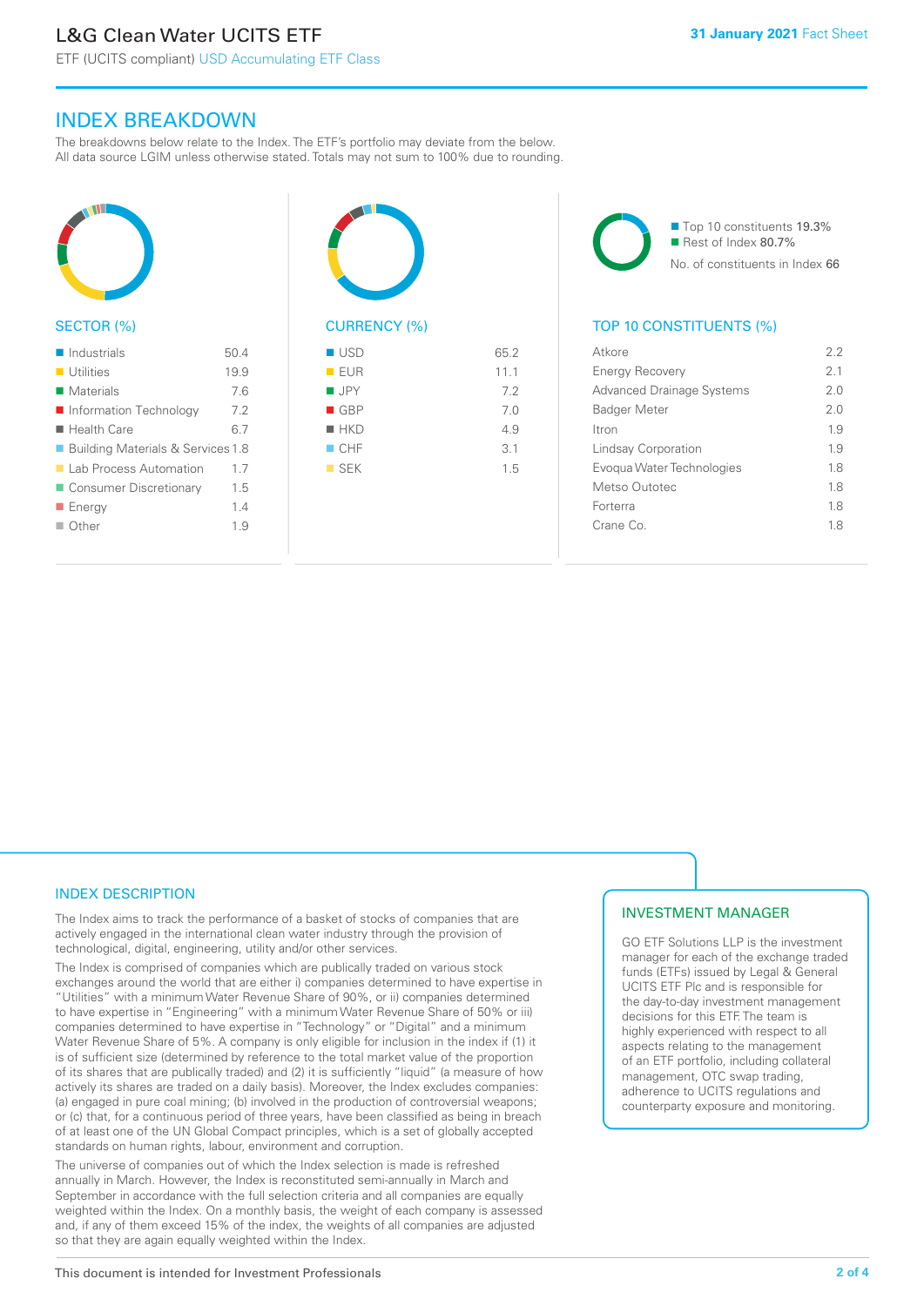# INDEX BREAKDOWN

The breakdowns below relate to the Index. The ETF's portfolio may deviate from the below. All data source LGIM unless otherwise stated. Totals may not sum to 100% due to rounding.

## SECTOR (%)

| Sector | % |
|---|---|
| Industrials | 50.4 |
| Utilities | 19.9 |
| Materials | 7.6 |
| Information Technology | 7.2 |
| Health Care | 6.7 |
| Building Materials & Services | 1.8 |
| Lab Process Automation | 1.7 |
| Consumer Discretionary | 1.5 |
| Energy | 1.4 |
| Other | 1.9 |

## CURRENCY (%)

| Currency | % |
|---|---|
| USD | 65.2 |
| EUR | 11.1 |
| JPY | 7.2 |
| GBP | 7.0 |
| HKD | 4.9 |
| CHF | 3.1 |
| SEK | 1.5 |

- Top 10 constituents 19.3%
- Rest of Index 80.7%

No. of constituents in Index 66

## TOP 10 CONSTITUENTS (%)

| Constituent | % |
|---|---|
| Atkore | 2.2 |
| Energy Recovery | 2.1 |
| Advanced Drainage Systems | 2.0 |
| Badger Meter | 2.0 |
| Itron | 1.9 |
| Lindsay Corporation | 1.9 |
| Evoqua Water Technologies | 1.8 |
| Metso Outotec | 1.8 |
| Forterra | 1.8 |
| Crane Co. | 1.8 |

## INDEX DESCRIPTION

The Index aims to track the performance of a basket of stocks of companies that are actively engaged in the international clean water industry through the provision of technological, digital, engineering, utility and/or other services.

The Index is comprised of companies which are publically traded on various stock exchanges around the world that are either i) companies determined to have expertise in "Utilities" with a minimum Water Revenue Share of 90%, or ii) companies determined to have expertise in "Engineering" with a minimum Water Revenue Share of 50% or iii) companies determined to have expertise in "Technology" or "Digital" and a minimum Water Revenue Share of 5%. A company is only eligible for inclusion in the index if (1) it is of sufficient size (determined by reference to the total market value of the proportion of its shares that are publically traded) and (2) it is sufficiently "liquid" (a measure of how actively its shares are traded on a daily basis). Moreover, the Index excludes companies: (a) engaged in pure coal mining; (b) involved in the production of controversial weapons; or (c) that, for a continuous period of three years, have been classified as being in breach of at least one of the UN Global Compact principles, which is a set of globally accepted standards on human rights, labour, environment and corruption.

The universe of companies out of which the Index selection is made is refreshed annually in March. However, the Index is reconstituted semi-annually in March and September in accordance with the full selection criteria and all companies are equally weighted within the Index. On a monthly basis, the weight of each company is assessed and, if any of them exceed 15% of the index, the weights of all companies are adjusted so that they are again equally weighted within the Index.

## INVESTMENT MANAGER

GO ETF Solutions LLP is the investment manager for each of the exchange traded funds (ETFs) issued by Legal & General UCITS ETF Plc and is responsible for the day-to-day investment management decisions for this ETF. The team is highly experienced with respect to all aspects relating to the management of an ETF portfolio, including collateral management, OTC swap trading, adherence to UCITS regulations and counterparty exposure and monitoring.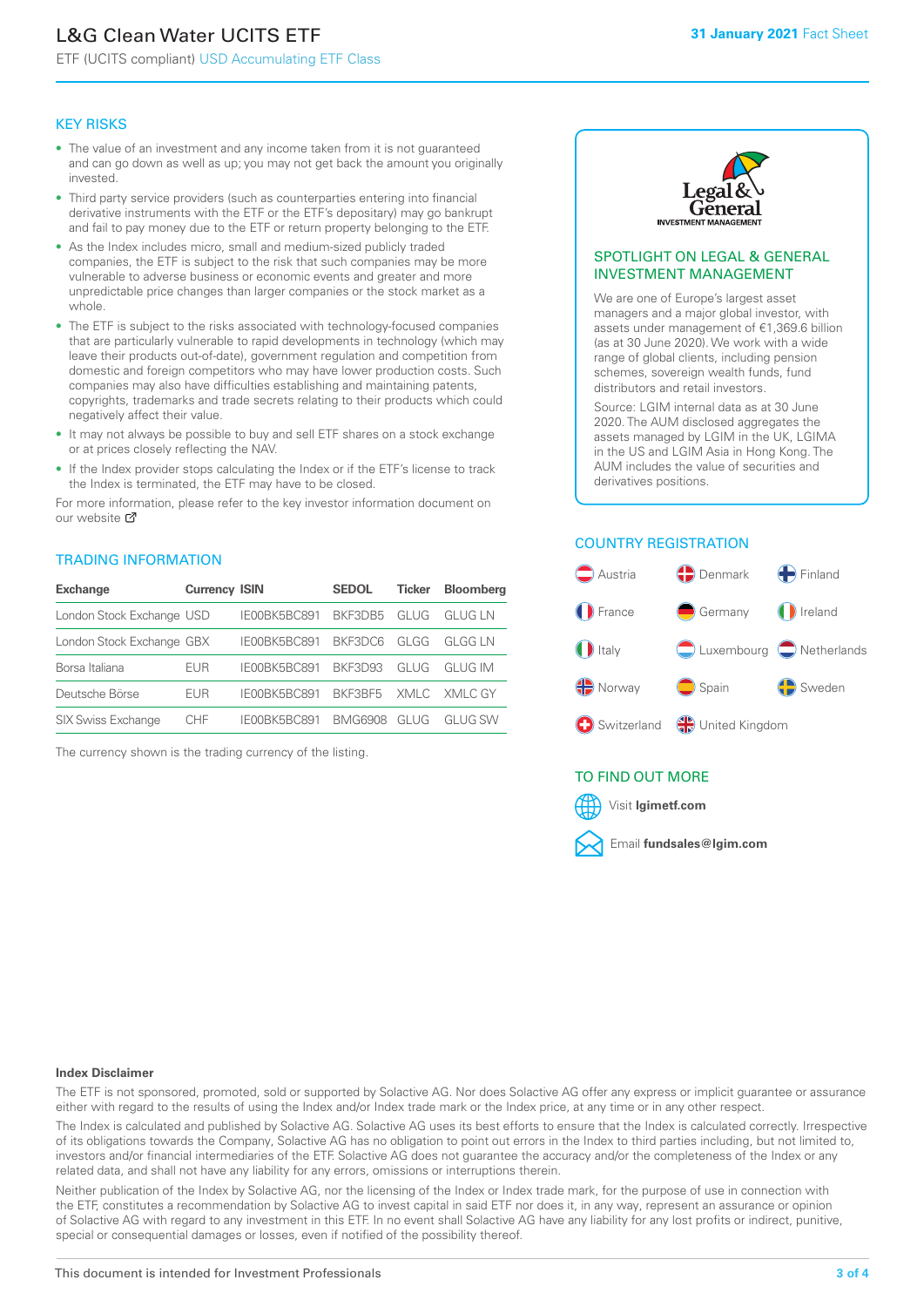# L&G Clean Water UCITS ETF

ETF (UCITS compliant) USD Accumulating ETF Class

**31 January 2021** Fact Sheet

## KEY RISKS

- The value of an investment and any income taken from it is not guaranteed and can go down as well as up; you may not get back the amount you originally invested.
- Third party service providers (such as counterparties entering into financial derivative instruments with the ETF or the ETF's depositary) may go bankrupt and fail to pay money due to the ETF or return property belonging to the ETF.
- As the Index includes micro, small and medium-sized publicly traded companies, the ETF is subject to the risk that such companies may be more vulnerable to adverse business or economic events and greater and more unpredictable price changes than larger companies or the stock market as a whole.
- The ETF is subject to the risks associated with technology-focused companies that are particularly vulnerable to rapid developments in technology (which may leave their products out-of-date), government regulation and competition from domestic and foreign competitors who may have lower production costs. Such companies may also have difficulties establishing and maintaining patents, copyrights, trademarks and trade secrets relating to their products which could negatively affect their value.
- It may not always be possible to buy and sell ETF shares on a stock exchange or at prices closely reflecting the NAV.
- If the Index provider stops calculating the Index or if the ETF's license to track the Index is terminated, the ETF may have to be closed.

For more information, please refer to the key investor information document on our website

## TRADING INFORMATION

| Exchange | Currency | ISIN | SEDOL | Ticker | Bloomberg |
|---|---|---|---|---|---|
| London Stock Exchange | USD | IE00BK5BC891 | BKF3DB5 | GLUG | GLUG LN |
| London Stock Exchange | GBX | IE00BK5BC891 | BKF3DC6 | GLGG | GLGG LN |
| Borsa Italiana | EUR | IE00BK5BC891 | BKF3D93 | GLUG | GLUG IM |
| Deutsche Börse | EUR | IE00BK5BC891 | BKF3BF5 | XMLC | XMLC GY |
| SIX Swiss Exchange | CHF | IE00BK5BC891 | BMG6908 | GLUG | GLUG SW |

The currency shown is the trading currency of the listing.

## SPOTLIGHT ON LEGAL & GENERAL INVESTMENT MANAGEMENT

We are one of Europe's largest asset managers and a major global investor, with assets under management of €1,369.6 billion (as at 30 June 2020). We work with a wide range of global clients, including pension schemes, sovereign wealth funds, fund distributors and retail investors.

Source: LGIM internal data as at 30 June 2020. The AUM disclosed aggregates the assets managed by LGIM in the UK, LGIMA in the US and LGIM Asia in Hong Kong. The AUM includes the value of securities and derivatives positions.

## COUNTRY REGISTRATION

Austria, Denmark, Finland, France, Germany, Ireland, Italy, Luxembourg, Netherlands, Norway, Spain, Sweden, Switzerland, United Kingdom

## TO FIND OUT MORE

Visit **lgimetf.com**

Email **fundsales@lgim.com**

**Index Disclaimer**

The ETF is not sponsored, promoted, sold or supported by Solactive AG. Nor does Solactive AG offer any express or implicit guarantee or assurance either with regard to the results of using the Index and/or Index trade mark or the Index price, at any time or in any other respect.

The Index is calculated and published by Solactive AG. Solactive AG uses its best efforts to ensure that the Index is calculated correctly. Irrespective of its obligations towards the Company, Solactive AG has no obligation to point out errors in the Index to third parties including, but not limited to, investors and/or financial intermediaries of the ETF. Solactive AG does not guarantee the accuracy and/or the completeness of the Index or any related data, and shall not have any liability for any errors, omissions or interruptions therein.

Neither publication of the Index by Solactive AG, nor the licensing of the Index or Index trade mark, for the purpose of use in connection with the ETF, constitutes a recommendation by Solactive AG to invest capital in said ETF nor does it, in any way, represent an assurance or opinion of Solactive AG with regard to any investment in this ETF. In no event shall Solactive AG have any liability for any lost profits or indirect, punitive, special or consequential damages or losses, even if notified of the possibility thereof.

This document is intended for Investment Professionals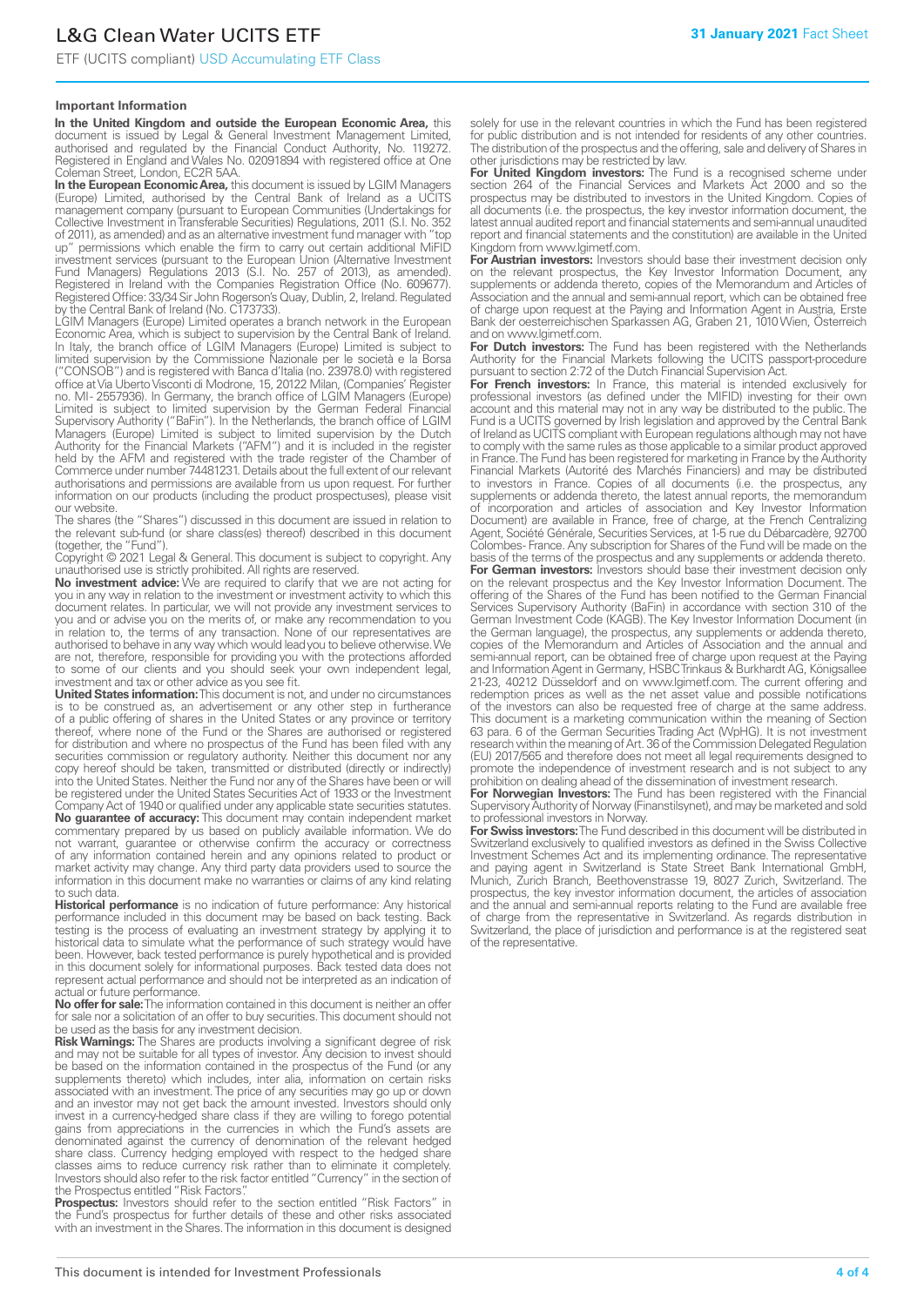### Important Information

**In the United Kingdom and outside the European Economic Area,** this document is issued by Legal & General Investment Management Limited, authorised and regulated by the Financial Conduct Authority, No. 119272. Registered in England and Wales No. 02091894 with registered office at One Coleman Street, London, EC2R 5AA.

**In the European Economic Area,** this document is issued by LGIM Managers (Europe) Limited, authorised by the Central Bank of Ireland as a UCITS management company (pursuant to European Communities (Undertakings for Collective Investment in Transferable Securities) Regulations, 2011 (S.I. No. 352 of 2011), as amended) and as an alternative investment fund manager with "top up" permissions which enable the firm to carry out certain additional MiFID investment services (pursuant to the European Union (Alternative Investment Fund Managers) Regulations 2013 (S.I. No. 257 of 2013), as amended). Registered in Ireland with the Companies Registration Office (No. 609677). Registered Office: 33/34 Sir John Rogerson's Quay, Dublin, 2, Ireland. Regulated by the Central Bank of Ireland (No. C173733).

LGIM Managers (Europe) Limited operates a branch network in the European Economic Area, which is subject to supervision by the Central Bank of Ireland. In Italy, the branch office of LGIM Managers (Europe) Limited is subject to limited supervision by the Commissione Nazionale per le società e la Borsa ("CONSOB") and is registered with Banca d'Italia (no. 23978.0) with registered office at Via Uberto Visconti di Modrone, 15, 20122 Milan, (Companies' Register no. MI - 2557936). In Germany, the branch office of LGIM Managers (Europe) Limited is subject to limited supervision by the German Federal Financial Supervisory Authority ("BaFin"). In the Netherlands, the branch office of LGIM Managers (Europe) Limited is subject to limited supervision by the Dutch Authority for the Financial Markets ("AFM") and it is included in the register held by the AFM and registered with the trade register of the Chamber of Commerce under number 74481231. Details about the full extent of our relevant authorisations and permissions are available from us upon request. For further information on our products (including the product prospectuses), please visit our website.

The shares (the "Shares") discussed in this document are issued in relation to the relevant sub-fund (or share class(es) thereof) described in this document (together, the "Fund").

Copyright © 2021 Legal & General. This document is subject to copyright. Any unauthorised use is strictly prohibited. All rights are reserved.

**No investment advice:** We are required to clarify that we are not acting for you in any way in relation to the investment or investment activity to which this document relates. In particular, we will not provide any investment services to you and or advise you on the merits of, or make any recommendation to you in relation to, the terms of any transaction. None of our representatives are authorised to behave in any way which would lead you to believe otherwise. We are not, therefore, responsible for providing you with the protections afforded to some of our clients and you should seek your own independent legal, investment and tax or other advice as you see fit.

**United States information:** This document is not, and under no circumstances is to be construed as, an advertisement or any other step in furtherance of a public offering of shares in the United States or any province or territory thereof, where none of the Fund or the Shares are authorised or registered for distribution and where no prospectus of the Fund has been filed with any securities commission or regulatory authority. Neither this document nor any copy hereof should be taken, transmitted or distributed (directly or indirectly) into the United States. Neither the Fund nor any of the Shares have been or will be registered under the United States Securities Act of 1933 or the Investment Company Act of 1940 or qualified under any applicable state securities statutes.

**No guarantee of accuracy:** This document may contain independent market commentary prepared by us based on publicly available information. We do not warrant, guarantee or otherwise confirm the accuracy or correctness of any information contained herein and any opinions related to product or market activity may change. Any third party data providers used to source the information in this document make no warranties or claims of any kind relating to such data.

**Historical performance** is no indication of future performance: Any historical performance included in this document may be based on back testing. Back testing is the process of evaluating an investment strategy by applying it to historical data to simulate what the performance of such strategy would have been. However, back tested performance is purely hypothetical and is provided in this document solely for informational purposes. Back tested data does not represent actual performance and should not be interpreted as an indication of actual or future performance.

**No offer for sale:** The information contained in this document is neither an offer for sale nor a solicitation of an offer to buy securities. This document should not be used as the basis for any investment decision.

**Risk Warnings:** The Shares are products involving a significant degree of risk and may not be suitable for all types of investor. Any decision to invest should be based on the information contained in the prospectus of the Fund (or any supplements thereto) which includes, inter alia, information on certain risks associated with an investment. The price of any securities may go up or down and an investor may not get back the amount invested. Investors should only invest in a currency-hedged share class if they are willing to forego potential gains from appreciations in the currencies in which the Fund's assets are denominated against the currency of denomination of the relevant hedged share class. Currency hedging employed with respect to the hedged share classes aims to reduce currency risk rather than to eliminate it completely. Investors should also refer to the risk factor entitled "Currency" in the section of the Prospectus entitled "Risk Factors".

**Prospectus:** Investors should refer to the section entitled "Risk Factors" in the Fund's prospectus for further details of these and other risks associated with an investment in the Shares. The information in this document is designed solely for use in the relevant countries in which the Fund has been registered for public distribution and is not intended for residents of any other countries. The distribution of the prospectus and the offering, sale and delivery of Shares in other jurisdictions may be restricted by law.

**For United Kingdom investors:** The Fund is a recognised scheme under section 264 of the Financial Services and Markets Act 2000 and so the prospectus may be distributed to investors in the United Kingdom. Copies of all documents (i.e. the prospectus, the key investor information document, the latest annual audited report and financial statements and semi-annual unaudited report and financial statements and the constitution) are available in the United Kingdom from www.lgimetf.com.

**For Austrian investors:** Investors should base their investment decision only on the relevant prospectus, the Key Investor Information Document, any supplements or addenda thereto, copies of the Memorandum and Articles of Association and the annual and semi-annual report, which can be obtained free of charge upon request at the Paying and Information Agent in Austria, Erste Bank der oesterreichischen Sparkassen AG, Graben 21, 1010 Wien, Österreich and on www.lgimetf.com.

**For Dutch investors:** The Fund has been registered with the Netherlands Authority for the Financial Markets following the UCITS passport-procedure pursuant to section 2:72 of the Dutch Financial Supervision Act.

**For French investors:** In France, this material is intended exclusively for professional investors (as defined under the MIFID) investing for their own account and this material may not in any way be distributed to the public. The Fund is a UCITS governed by Irish legislation and approved by the Central Bank of Ireland as UCITS compliant with European regulations although may not have to comply with the same rules as those applicable to a similar product approved in France. The Fund has been registered for marketing in France by the Authority Financial Markets (Autorité des Marchés Financiers) and may be distributed to investors in France. Copies of all documents (i.e. the prospectus, any supplements or addenda thereto, the latest annual reports, the memorandum of incorporation and articles of association and Key Investor Information Document) are available in France, free of charge, at the French Centralizing Agent, Société Générale, Securities Services, at 1-5 rue du Débarcadère, 92700 Colombes- France. Any subscription for Shares of the Fund will be made on the basis of the terms of the prospectus and any supplements or addenda thereto.

**For German investors:** Investors should base their investment decision only on the relevant prospectus and the Key Investor Information Document. The offering of the Shares of the Fund has been notified to the German Financial Services Supervisory Authority (BaFin) in accordance with section 310 of the German Investment Code (KAGB). The Key Investor Information Document (in the German language), the prospectus, any supplements or addenda thereto, copies of the Memorandum and Articles of Association and the annual and semi-annual report, can be obtained free of charge upon request at the Paying and Information Agent in Germany, HSBC Trinkaus & Burkhardt AG, Königsallee 21-23, 40212 Düsseldorf and on www.lgimetf.com. The current offering and redemption prices as well as the net asset value and possible notifications of the investors can also be requested free of charge at the same address. This document is a marketing communication within the meaning of Section 63 para. 6 of the German Securities Trading Act (WpHG). It is not investment research within the meaning of Art. 36 of the Commission Delegated Regulation (EU) 2017/565 and therefore does not meet all legal requirements designed to promote the independence of investment research and is not subject to any prohibition on dealing ahead of the dissemination of investment research.

**For Norwegian Investors:** The Fund has been registered with the Financial Supervisory Authority of Norway (Finanstilsynet), and may be marketed and sold to professional investors in Norway.

**For Swiss investors:** The Fund described in this document will be distributed in Switzerland exclusively to qualified investors as defined in the Swiss Collective Investment Schemes Act and its implementing ordinance. The representative and paying agent in Switzerland is State Street Bank International GmbH, Munich, Zurich Branch, Beethovenstrasse 19, 8027 Zurich, Switzerland. The prospectus, the key investor information document, the articles of association and the annual and semi-annual reports relating to the Fund are available free of charge from the representative in Switzerland. As regards distribution in Switzerland, the place of jurisdiction and performance is at the registered seat of the representative.